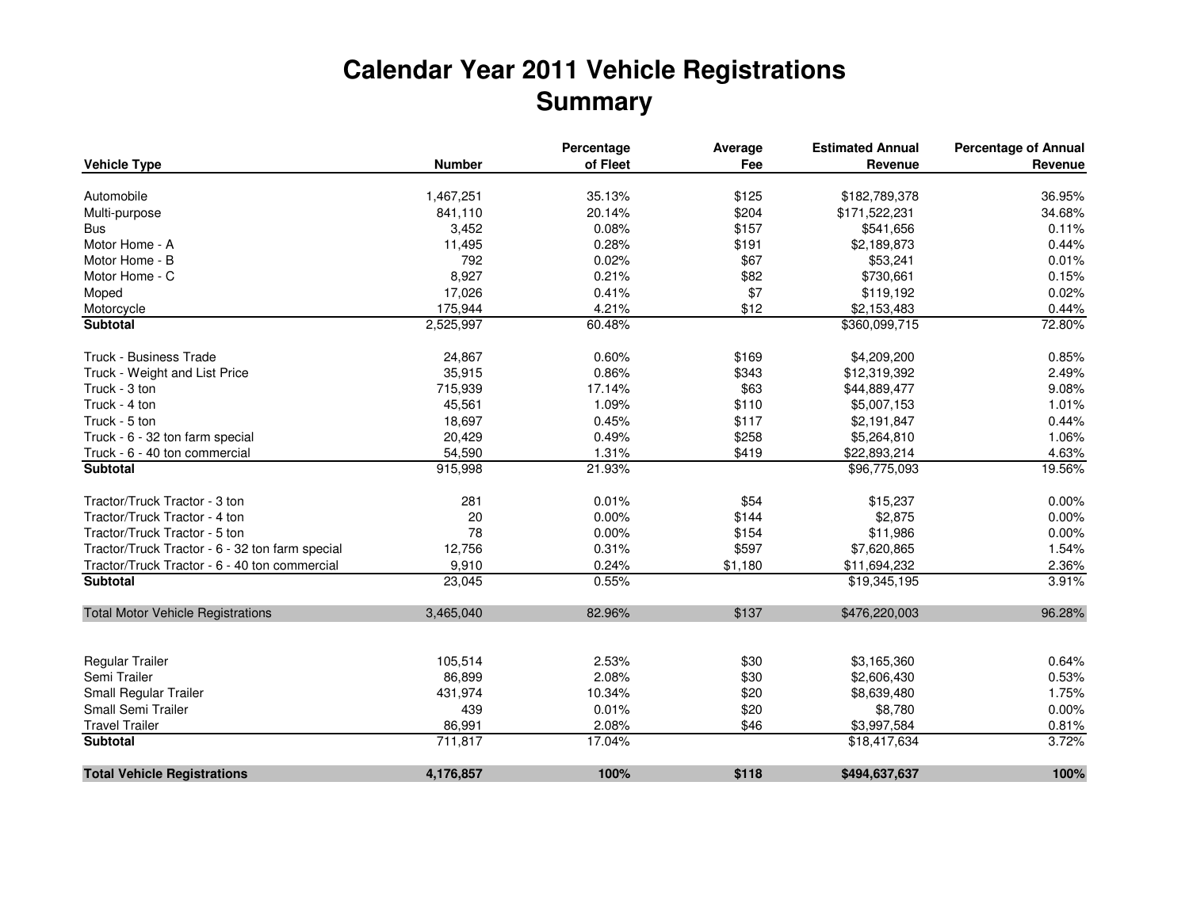# Calendar Year 2011 Vehicle Registrations
## Summary

| Vehicle Type | Number | Percentage of Fleet | Average Fee | Estimated Annual Revenue | Percentage of Annual Revenue |
|---|---|---|---|---|---|
| Automobile | 1,467,251 | 35.13% | $125 | $182,789,378 | 36.95% |
| Multi-purpose | 841,110 | 20.14% | $204 | $171,522,231 | 34.68% |
| Bus | 3,452 | 0.08% | $157 | $541,656 | 0.11% |
| Motor Home - A | 11,495 | 0.28% | $191 | $2,189,873 | 0.44% |
| Motor Home - B | 792 | 0.02% | $67 | $53,241 | 0.01% |
| Motor Home - C | 8,927 | 0.21% | $82 | $730,661 | 0.15% |
| Moped | 17,026 | 0.41% | $7 | $119,192 | 0.02% |
| Motorcycle | 175,944 | 4.21% | $12 | $2,153,483 | 0.44% |
| **Subtotal** | 2,525,997 | 60.48% | | $360,099,715 | 72.80% |
| Truck - Business Trade | 24,867 | 0.60% | $169 | $4,209,200 | 0.85% |
| Truck - Weight and List Price | 35,915 | 0.86% | $343 | $12,319,392 | 2.49% |
| Truck - 3 ton | 715,939 | 17.14% | $63 | $44,889,477 | 9.08% |
| Truck - 4 ton | 45,561 | 1.09% | $110 | $5,007,153 | 1.01% |
| Truck - 5 ton | 18,697 | 0.45% | $117 | $2,191,847 | 0.44% |
| Truck - 6 - 32 ton farm special | 20,429 | 0.49% | $258 | $5,264,810 | 1.06% |
| Truck - 6 - 40 ton commercial | 54,590 | 1.31% | $419 | $22,893,214 | 4.63% |
| **Subtotal** | 915,998 | 21.93% | | $96,775,093 | 19.56% |
| Tractor/Truck Tractor - 3 ton | 281 | 0.01% | $54 | $15,237 | 0.00% |
| Tractor/Truck Tractor - 4 ton | 20 | 0.00% | $144 | $2,875 | 0.00% |
| Tractor/Truck Tractor - 5 ton | 78 | 0.00% | $154 | $11,986 | 0.00% |
| Tractor/Truck Tractor - 6 - 32 ton farm special | 12,756 | 0.31% | $597 | $7,620,865 | 1.54% |
| Tractor/Truck Tractor - 6 - 40 ton commercial | 9,910 | 0.24% | $1,180 | $11,694,232 | 2.36% |
| **Subtotal** | 23,045 | 0.55% | | $19,345,195 | 3.91% |
| Total Motor Vehicle Registrations | 3,465,040 | 82.96% | $137 | $476,220,003 | 96.28% |
| Regular Trailer | 105,514 | 2.53% | $30 | $3,165,360 | 0.64% |
| Semi Trailer | 86,899 | 2.08% | $30 | $2,606,430 | 0.53% |
| Small Regular Trailer | 431,974 | 10.34% | $20 | $8,639,480 | 1.75% |
| Small Semi Trailer | 439 | 0.01% | $20 | $8,780 | 0.00% |
| Travel Trailer | 86,991 | 2.08% | $46 | $3,997,584 | 0.81% |
| **Subtotal** | 711,817 | 17.04% | | $18,417,634 | 3.72% |
| **Total Vehicle Registrations** | **4,176,857** | **100%** | **$118** | **$494,637,637** | **100%** |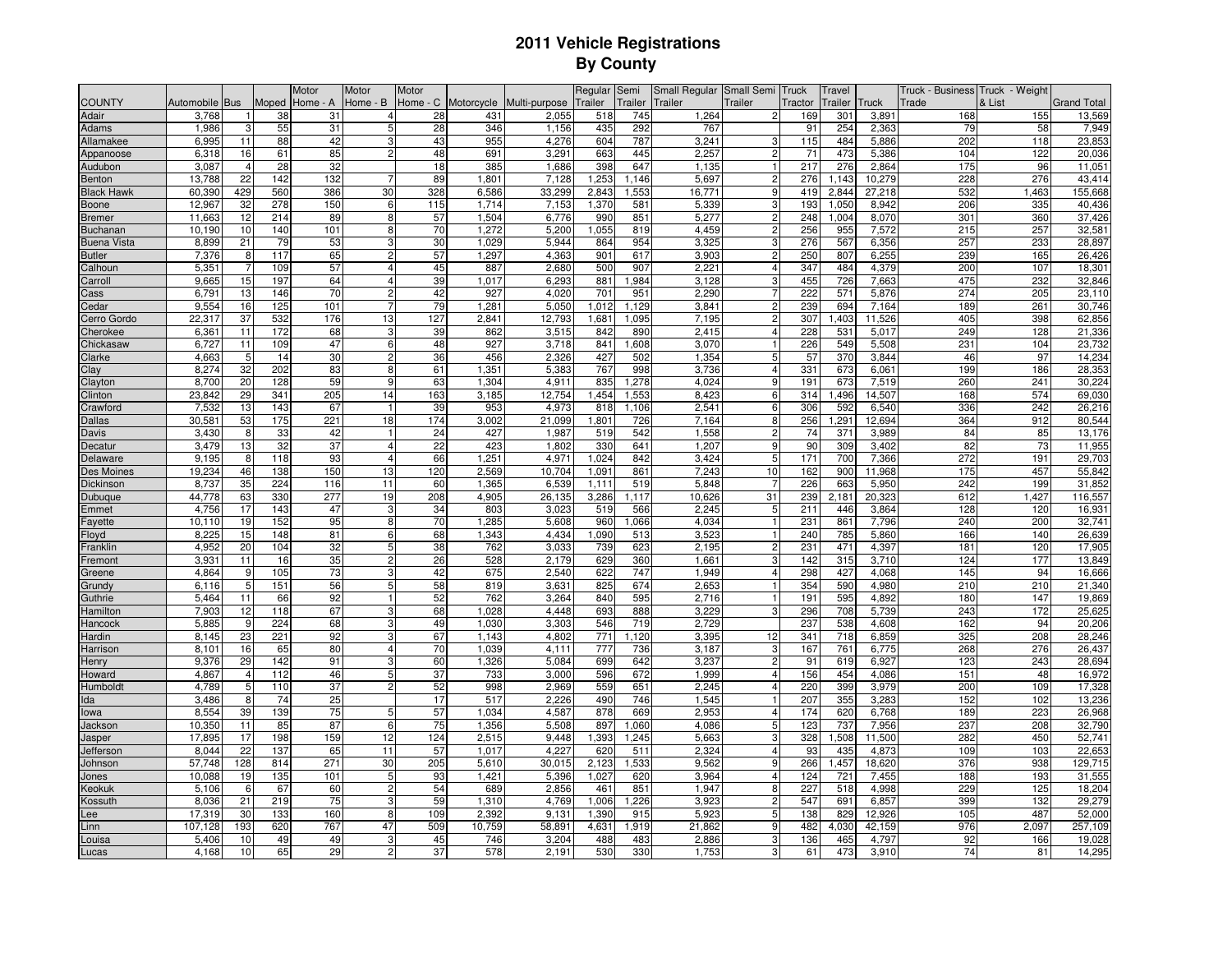# 2011 Vehicle Registrations
## By County

| COUNTY | Automobile | Bus | Moped | Motor Home - A | Motor Home - B | Motor Home - C | Motorcycle | Multi-purpose | Regular Trailer | Semi Trailer | Small Regular Trailer | Small Semi Trailer | Truck Tractor | Travel Trailer | Truck | Truck - Business Trade | Truck - Weight & List | Grand Total |
|---|---|---|---|---|---|---|---|---|---|---|---|---|---|---|---|---|---|---|
| Adair | 3,768 | 1 | 38 | 31 | 4 | 28 | 431 | 2,055 | 518 | 745 | 1,264 | 2 | 169 | 301 | 3,891 | 168 | 155 | 13,569 |
| Adams | 1,986 | 3 | 55 | 31 | 5 | 28 | 346 | 1,156 | 435 | 292 | 767 | | 91 | 254 | 2,363 | 79 | 58 | 7,949 |
| Allamakee | 6,995 | 11 | 88 | 42 | 3 | 43 | 955 | 4,276 | 604 | 787 | 3,241 | 3 | 115 | 484 | 5,886 | 202 | 118 | 23,853 |
| Appanoose | 6,318 | 16 | 61 | 85 | 2 | 48 | 691 | 3,291 | 663 | 445 | 2,257 | 2 | 71 | 473 | 5,386 | 104 | 122 | 20,036 |
| Audubon | 3,087 | 4 | 28 | 32 | | 18 | 385 | 1,686 | 398 | 647 | 1,135 | 1 | 217 | 276 | 2,864 | 175 | 96 | 11,051 |
| Benton | 13,788 | 22 | 142 | 132 | 7 | 89 | 1,801 | 7,128 | 1,253 | 1,146 | 5,697 | 2 | 276 | 1,143 | 10,279 | 228 | 276 | 43,414 |
| Black Hawk | 60,390 | 429 | 560 | 386 | 30 | 328 | 6,586 | 33,299 | 2,843 | 1,553 | 16,771 | 9 | 419 | 2,844 | 27,218 | 532 | 1,463 | 155,668 |
| Boone | 12,967 | 32 | 278 | 150 | 6 | 115 | 1,714 | 7,153 | 1,370 | 581 | 5,339 | 3 | 193 | 1,050 | 8,942 | 206 | 335 | 40,436 |
| Bremer | 11,663 | 12 | 214 | 89 | 8 | 57 | 1,504 | 6,776 | 990 | 851 | 5,277 | 2 | 248 | 1,004 | 8,070 | 301 | 360 | 37,426 |
| Buchanan | 10,190 | 10 | 140 | 101 | 8 | 70 | 1,272 | 5,200 | 1,055 | 819 | 4,459 | 2 | 256 | 955 | 7,572 | 215 | 257 | 32,581 |
| Buena Vista | 8,899 | 21 | 79 | 53 | 3 | 30 | 1,029 | 5,944 | 864 | 954 | 3,325 | 3 | 276 | 567 | 6,356 | 257 | 233 | 28,897 |
| Butler | 7,376 | 8 | 117 | 65 | 2 | 57 | 1,297 | 4,363 | 901 | 617 | 3,903 | 2 | 250 | 807 | 6,255 | 239 | 165 | 26,426 |
| Calhoun | 5,351 | 7 | 109 | 57 | 4 | 45 | 887 | 2,680 | 500 | 907 | 2,221 | 4 | 347 | 484 | 4,379 | 200 | 107 | 18,301 |
| Carroll | 9,665 | 15 | 197 | 64 | 4 | 39 | 1,017 | 6,293 | 881 | 1,984 | 3,128 | 3 | 455 | 726 | 7,663 | 475 | 232 | 32,846 |
| Cass | 6,791 | 13 | 146 | 70 | 2 | 42 | 927 | 4,020 | 701 | 951 | 2,290 | 7 | 222 | 571 | 5,876 | 274 | 205 | 23,110 |
| Cedar | 9,554 | 16 | 125 | 101 | 7 | 79 | 1,281 | 5,050 | 1,012 | 1,129 | 3,841 | 2 | 239 | 694 | 7,164 | 189 | 261 | 30,746 |
| Cerro Gordo | 22,317 | 37 | 532 | 176 | 13 | 127 | 2,841 | 12,793 | 1,681 | 1,095 | 7,195 | 2 | 307 | 1,403 | 11,526 | 405 | 398 | 62,856 |
| Cherokee | 6,361 | 11 | 172 | 68 | 3 | 39 | 862 | 3,515 | 842 | 890 | 2,415 | 4 | 228 | 531 | 5,017 | 249 | 128 | 21,336 |
| Chickasaw | 6,727 | 11 | 109 | 47 | 6 | 48 | 927 | 3,718 | 841 | 1,608 | 3,070 | 1 | 226 | 549 | 5,508 | 231 | 104 | 23,732 |
| Clarke | 4,663 | 5 | 14 | 30 | 2 | 36 | 456 | 2,326 | 427 | 502 | 1,354 | 5 | 57 | 370 | 3,844 | 46 | 97 | 14,234 |
| Clay | 8,274 | 32 | 202 | 83 | 8 | 61 | 1,351 | 5,383 | 767 | 998 | 3,736 | 4 | 331 | 673 | 6,061 | 199 | 186 | 28,353 |
| Clayton | 8,700 | 20 | 128 | 59 | 9 | 63 | 1,304 | 4,911 | 835 | 1,278 | 4,024 | 9 | 191 | 673 | 7,519 | 260 | 241 | 30,224 |
| Clinton | 23,842 | 29 | 341 | 205 | 14 | 163 | 3,185 | 12,754 | 1,454 | 1,553 | 8,423 | 6 | 314 | 1,496 | 14,507 | 168 | 574 | 69,030 |
| Crawford | 7,532 | 13 | 143 | 67 | 1 | 39 | 953 | 4,973 | 818 | 1,106 | 2,541 | 6 | 306 | 592 | 6,540 | 336 | 242 | 26,216 |
| Dallas | 30,581 | 53 | 175 | 221 | 18 | 174 | 3,002 | 21,099 | 1,801 | 726 | 7,164 | 8 | 256 | 1,291 | 12,694 | 364 | 912 | 80,544 |
| Davis | 3,430 | 8 | 33 | 42 | 1 | 24 | 427 | 1,987 | 519 | 542 | 1,558 | 2 | 74 | 371 | 3,989 | 84 | 85 | 13,176 |
| Decatur | 3,479 | 13 | 32 | 37 | 4 | 22 | 423 | 1,802 | 330 | 641 | 1,207 | 9 | 90 | 309 | 3,402 | 82 | 73 | 11,955 |
| Delaware | 9,195 | 8 | 118 | 93 | 4 | 66 | 1,251 | 4,971 | 1,024 | 842 | 3,424 | 5 | 171 | 700 | 7,366 | 272 | 191 | 29,703 |
| Des Moines | 19,234 | 46 | 138 | 150 | 13 | 120 | 2,569 | 10,704 | 1,091 | 861 | 7,243 | 10 | 162 | 900 | 11,968 | 175 | 457 | 55,842 |
| Dickinson | 8,737 | 35 | 224 | 116 | 11 | 60 | 1,365 | 6,539 | 1,111 | 519 | 5,848 | 7 | 226 | 663 | 5,950 | 242 | 199 | 31,852 |
| Dubuque | 44,778 | 63 | 330 | 277 | 19 | 208 | 4,905 | 26,135 | 3,286 | 1,117 | 10,626 | 31 | 239 | 2,181 | 20,323 | 612 | 1,427 | 116,557 |
| Emmet | 4,756 | 17 | 143 | 47 | 3 | 34 | 803 | 3,023 | 519 | 566 | 2,245 | 5 | 211 | 446 | 3,864 | 128 | 120 | 16,931 |
| Fayette | 10,110 | 19 | 152 | 95 | 8 | 70 | 1,285 | 5,608 | 960 | 1,066 | 4,034 | 1 | 231 | 861 | 7,796 | 240 | 200 | 32,741 |
| Floyd | 8,225 | 15 | 148 | 81 | 6 | 68 | 1,343 | 4,434 | 1,090 | 513 | 3,523 | 1 | 240 | 785 | 5,860 | 166 | 140 | 26,639 |
| Franklin | 4,952 | 20 | 104 | 32 | 5 | 38 | 762 | 3,033 | 739 | 623 | 2,195 | 2 | 231 | 471 | 4,397 | 181 | 120 | 17,905 |
| Fremont | 3,931 | 11 | 16 | 35 | 2 | 26 | 528 | 2,179 | 629 | 360 | 1,661 | 3 | 142 | 315 | 3,710 | 124 | 177 | 13,849 |
| Greene | 4,864 | 9 | 105 | 73 | 3 | 42 | 675 | 2,540 | 622 | 747 | 1,949 | 4 | 298 | 427 | 4,068 | 145 | 94 | 16,666 |
| Grundy | 6,116 | 5 | 151 | 56 | 5 | 58 | 819 | 3,631 | 825 | 674 | 2,653 | 1 | 354 | 590 | 4,980 | 210 | 210 | 21,340 |
| Guthrie | 5,464 | 11 | 66 | 92 | 1 | 52 | 762 | 3,264 | 840 | 595 | 2,716 | 1 | 191 | 595 | 4,892 | 180 | 147 | 19,869 |
| Hamilton | 7,903 | 12 | 118 | 67 | 3 | 68 | 1,028 | 4,448 | 693 | 888 | 3,229 | 3 | 296 | 708 | 5,739 | 243 | 172 | 25,625 |
| Hancock | 5,885 | 9 | 224 | 68 | 3 | 49 | 1,030 | 3,303 | 546 | 719 | 2,729 | | 237 | 538 | 4,608 | 162 | 94 | 20,206 |
| Hardin | 8,145 | 23 | 221 | 92 | 3 | 67 | 1,143 | 4,802 | 771 | 1,120 | 3,395 | 12 | 341 | 718 | 6,859 | 325 | 208 | 28,246 |
| Harrison | 8,101 | 16 | 65 | 80 | 4 | 70 | 1,039 | 4,111 | 777 | 736 | 3,187 | 3 | 167 | 761 | 6,775 | 268 | 276 | 26,437 |
| Henry | 9,376 | 29 | 142 | 91 | 3 | 60 | 1,326 | 5,084 | 699 | 642 | 3,237 | 2 | 91 | 619 | 6,927 | 123 | 243 | 28,694 |
| Howard | 4,867 | 4 | 112 | 46 | 5 | 37 | 733 | 3,000 | 596 | 672 | 1,999 | 4 | 156 | 454 | 4,086 | 151 | 48 | 16,972 |
| Humboldt | 4,789 | 5 | 110 | 37 | 2 | 52 | 998 | 2,969 | 559 | 651 | 2,245 | 4 | 220 | 399 | 3,979 | 200 | 109 | 17,328 |
| Ida | 3,486 | 8 | 74 | 25 | | 17 | 517 | 2,226 | 490 | 746 | 1,545 | 1 | 207 | 355 | 3,283 | 152 | 102 | 13,236 |
| Iowa | 8,554 | 39 | 139 | 75 | 5 | 57 | 1,034 | 4,587 | 878 | 669 | 2,953 | 4 | 174 | 620 | 6,768 | 189 | 223 | 26,968 |
| Jackson | 10,350 | 11 | 85 | 87 | 6 | 75 | 1,356 | 5,508 | 897 | 1,060 | 4,086 | 5 | 123 | 737 | 7,956 | 237 | 208 | 32,790 |
| Jasper | 17,895 | 17 | 198 | 159 | 12 | 124 | 2,515 | 9,448 | 1,393 | 1,245 | 5,663 | 3 | 328 | 1,508 | 11,500 | 282 | 450 | 52,741 |
| Jefferson | 8,044 | 22 | 137 | 65 | 11 | 57 | 1,017 | 4,227 | 620 | 511 | 2,324 | 4 | 93 | 435 | 4,873 | 109 | 103 | 22,653 |
| Johnson | 57,748 | 128 | 814 | 271 | 30 | 205 | 5,610 | 30,015 | 2,123 | 1,533 | 9,562 | 9 | 266 | 1,457 | 18,620 | 376 | 938 | 129,715 |
| Jones | 10,088 | 19 | 135 | 101 | 5 | 93 | 1,421 | 5,396 | 1,027 | 620 | 3,964 | 4 | 124 | 721 | 7,455 | 188 | 193 | 31,555 |
| Keokuk | 5,106 | 6 | 67 | 60 | 2 | 54 | 689 | 2,856 | 461 | 851 | 1,947 | 8 | 227 | 518 | 4,998 | 229 | 125 | 18,204 |
| Kossuth | 8,036 | 21 | 219 | 75 | 3 | 59 | 1,310 | 4,769 | 1,006 | 1,226 | 3,923 | 2 | 547 | 691 | 6,857 | 399 | 132 | 29,279 |
| Lee | 17,319 | 30 | 133 | 160 | 8 | 109 | 2,392 | 9,131 | 1,390 | 915 | 5,923 | 5 | 138 | 829 | 12,926 | 105 | 487 | 52,000 |
| Linn | 107,128 | 193 | 620 | 767 | 47 | 509 | 10,759 | 58,891 | 4,631 | 1,919 | 21,862 | 9 | 482 | 4,030 | 42,159 | 976 | 2,097 | 257,109 |
| Louisa | 5,406 | 10 | 49 | 49 | 3 | 45 | 746 | 3,204 | 488 | 483 | 2,886 | 3 | 136 | 465 | 4,797 | 92 | 166 | 19,028 |
| Lucas | 4,168 | 10 | 65 | 29 | 2 | 37 | 578 | 2,191 | 530 | 330 | 1,753 | 3 | 61 | 473 | 3,910 | 74 | 81 | 14,295 |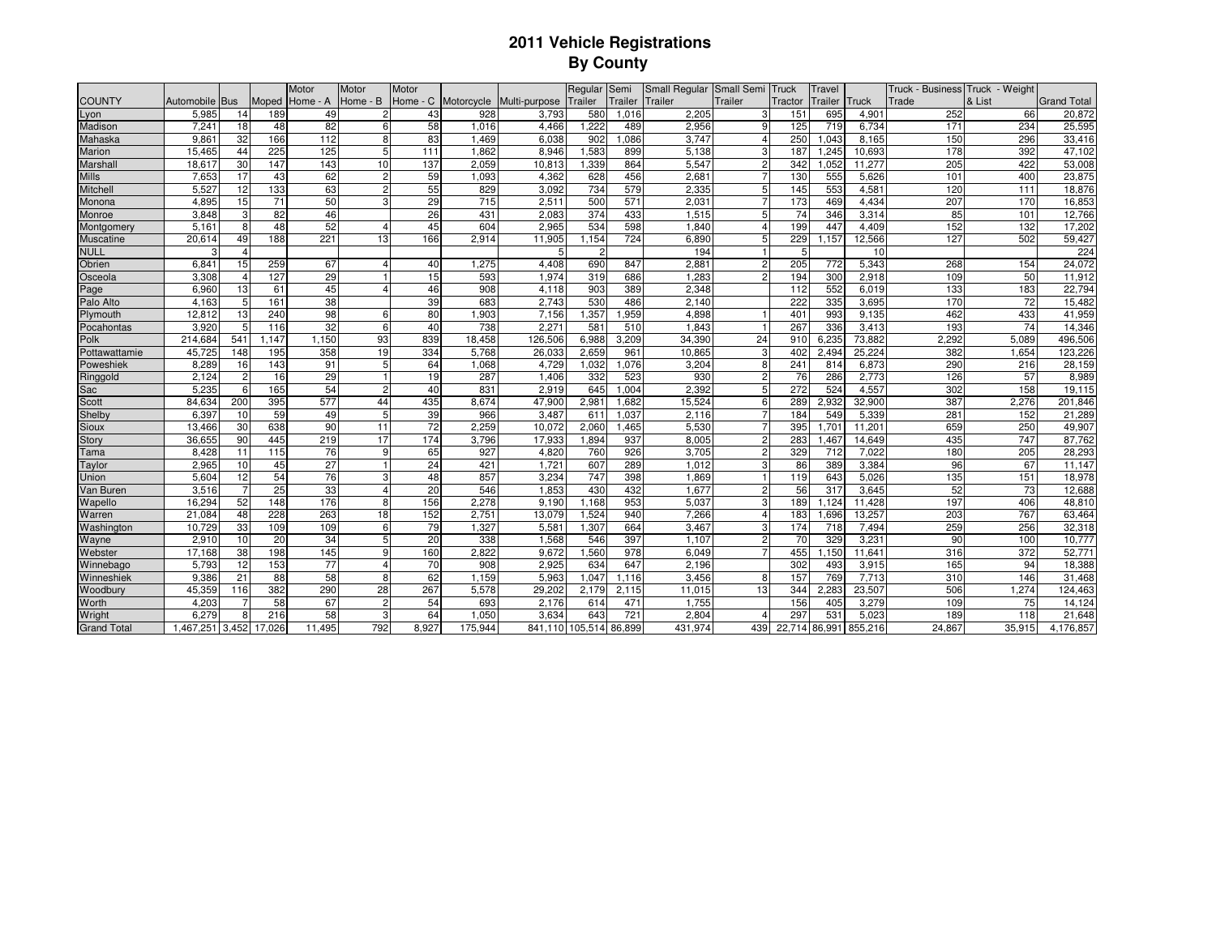# 2011 Vehicle Registrations
## By County

| COUNTY | Automobile | Bus | Moped | Motor Home - A | Motor Home - B | Motor Home - C | Motorcycle | Multi-purpose | Regular Trailer | Semi Trailer | Small Regular Trailer | Small Semi Trailer | Truck Tractor | Travel Trailer | Truck | Truck - Business Trade | Truck - Weight & List | Grand Total |
|---|---|---|---|---|---|---|---|---|---|---|---|---|---|---|---|---|---|---|
| Lyon | 5,985 | 14 | 189 | 49 | 2 | 43 | 928 | 3,793 | 580 | 1,016 | 2,205 | 3 | 151 | 695 | 4,901 | 252 | 66 | 20,872 |
| Madison | 7,241 | 18 | 48 | 82 | 6 | 58 | 1,016 | 4,466 | 1,222 | 489 | 2,956 | 9 | 125 | 719 | 6,734 | 171 | 234 | 25,595 |
| Mahaska | 9,861 | 32 | 166 | 112 | 8 | 83 | 1,469 | 6,038 | 902 | 1,086 | 3,747 | 4 | 250 | 1,043 | 8,165 | 150 | 296 | 33,416 |
| Marion | 15,465 | 44 | 225 | 125 | 5 | 111 | 1,862 | 8,946 | 1,583 | 899 | 5,138 | 3 | 187 | 1,245 | 10,693 | 178 | 392 | 47,102 |
| Marshall | 18,617 | 30 | 147 | 143 | 10 | 137 | 2,059 | 10,813 | 1,339 | 864 | 5,547 | 2 | 342 | 1,052 | 11,277 | 205 | 422 | 53,008 |
| Mills | 7,653 | 17 | 43 | 62 | 2 | 59 | 1,093 | 4,362 | 628 | 456 | 2,681 | 7 | 130 | 555 | 5,626 | 101 | 400 | 23,875 |
| Mitchell | 5,527 | 12 | 133 | 63 | 2 | 55 | 829 | 3,092 | 734 | 579 | 2,335 | 5 | 145 | 553 | 4,581 | 120 | 111 | 18,876 |
| Monona | 4,895 | 15 | 71 | 50 | 3 | 29 | 715 | 2,511 | 500 | 571 | 2,031 | 7 | 173 | 469 | 4,434 | 207 | 170 | 16,853 |
| Monroe | 3,848 | 3 | 82 | 46 | | 26 | 431 | 2,083 | 374 | 433 | 1,515 | 5 | 74 | 346 | 3,314 | 85 | 101 | 12,766 |
| Montgomery | 5,161 | 8 | 48 | 52 | 4 | 45 | 604 | 2,965 | 534 | 598 | 1,840 | 4 | 199 | 447 | 4,409 | 152 | 132 | 17,202 |
| Muscatine | 20,614 | 49 | 188 | 221 | 13 | 166 | 2,914 | 11,905 | 1,154 | 724 | 6,890 | 5 | 229 | 1,157 | 12,566 | 127 | 502 | 59,427 |
| NULL | 3 | 4 | | | | | | 5 | 2 | | 194 | 1 | 5 | | 10 | | | 224 |
| Obrien | 6,841 | 15 | 259 | 67 | 4 | 40 | 1,275 | 4,408 | 690 | 847 | 2,881 | 2 | 205 | 772 | 5,343 | 268 | 154 | 24,072 |
| Osceola | 3,308 | 4 | 127 | 29 | 1 | 15 | 593 | 1,974 | 319 | 686 | 1,283 | 2 | 194 | 300 | 2,918 | 109 | 50 | 11,912 |
| Page | 6,960 | 13 | 61 | 45 | 4 | 46 | 908 | 4,118 | 903 | 389 | 2,348 | | 112 | 552 | 6,019 | 133 | 183 | 22,794 |
| Palo Alto | 4,163 | 5 | 161 | 38 | | 39 | 683 | 2,743 | 530 | 486 | 2,140 | | 222 | 335 | 3,695 | 170 | 72 | 15,482 |
| Plymouth | 12,812 | 13 | 240 | 98 | 6 | 80 | 1,903 | 7,156 | 1,357 | 1,959 | 4,898 | 1 | 401 | 993 | 9,135 | 462 | 433 | 41,959 |
| Pocahontas | 3,920 | 5 | 116 | 32 | 6 | 40 | 738 | 2,271 | 581 | 510 | 1,843 | 1 | 267 | 336 | 3,413 | 193 | 74 | 14,346 |
| Polk | 214,684 | 541 | 1,147 | 1,150 | 93 | 839 | 18,458 | 126,506 | 6,988 | 3,209 | 34,390 | 24 | 910 | 6,235 | 73,882 | 2,292 | 5,089 | 496,506 |
| Pottawattamie | 45,725 | 148 | 195 | 358 | 19 | 334 | 5,768 | 26,033 | 2,659 | 961 | 10,865 | 3 | 402 | 2,494 | 25,224 | 382 | 1,654 | 123,226 |
| Poweshiek | 8,289 | 16 | 143 | 91 | 5 | 64 | 1,068 | 4,729 | 1,032 | 1,076 | 3,204 | 8 | 241 | 814 | 6,873 | 290 | 216 | 28,159 |
| Ringgold | 2,124 | 2 | 16 | 29 | 1 | 19 | 287 | 1,406 | 332 | 523 | 930 | 2 | 76 | 286 | 2,773 | 126 | 57 | 8,989 |
| Sac | 5,235 | 6 | 165 | 54 | 2 | 40 | 831 | 2,919 | 645 | 1,004 | 2,392 | 5 | 272 | 524 | 4,557 | 302 | 158 | 19,115 |
| Scott | 84,634 | 200 | 395 | 577 | 44 | 435 | 8,674 | 47,900 | 2,981 | 1,682 | 15,524 | 6 | 289 | 2,932 | 32,900 | 387 | 2,276 | 201,846 |
| Shelby | 6,397 | 10 | 59 | 49 | 5 | 39 | 966 | 3,487 | 611 | 1,037 | 2,116 | 7 | 184 | 549 | 5,339 | 281 | 152 | 21,289 |
| Sioux | 13,466 | 30 | 638 | 90 | 11 | 72 | 2,259 | 10,072 | 2,060 | 1,465 | 5,530 | 7 | 395 | 1,701 | 11,201 | 659 | 250 | 49,907 |
| Story | 36,655 | 90 | 445 | 219 | 17 | 174 | 3,796 | 17,933 | 1,894 | 937 | 8,005 | 2 | 283 | 1,467 | 14,649 | 435 | 747 | 87,762 |
| Tama | 8,428 | 11 | 115 | 76 | 9 | 65 | 927 | 4,820 | 760 | 926 | 3,705 | 2 | 329 | 712 | 7,022 | 180 | 205 | 28,293 |
| Taylor | 2,965 | 10 | 45 | 27 | 1 | 24 | 421 | 1,721 | 607 | 289 | 1,012 | 3 | 86 | 389 | 3,384 | 96 | 67 | 11,147 |
| Union | 5,604 | 12 | 54 | 76 | 3 | 48 | 857 | 3,234 | 747 | 398 | 1,869 | 1 | 119 | 643 | 5,026 | 135 | 151 | 18,978 |
| Van Buren | 3,516 | 7 | 25 | 33 | 4 | 20 | 546 | 1,853 | 430 | 432 | 1,677 | 2 | 56 | 317 | 3,645 | 52 | 73 | 12,688 |
| Wapello | 16,294 | 52 | 148 | 176 | 8 | 156 | 2,278 | 9,190 | 1,168 | 953 | 5,037 | 3 | 189 | 1,124 | 11,428 | 197 | 406 | 48,810 |
| Warren | 21,084 | 48 | 228 | 263 | 18 | 152 | 2,751 | 13,079 | 1,524 | 940 | 7,266 | 4 | 183 | 1,696 | 13,257 | 203 | 767 | 63,464 |
| Washington | 10,729 | 33 | 109 | 109 | 6 | 79 | 1,327 | 5,581 | 1,307 | 664 | 3,467 | 3 | 174 | 718 | 7,494 | 259 | 256 | 32,318 |
| Wayne | 2,910 | 10 | 20 | 34 | 5 | 20 | 338 | 1,568 | 546 | 397 | 1,107 | 2 | 70 | 329 | 3,231 | 90 | 100 | 10,777 |
| Webster | 17,168 | 38 | 198 | 145 | 9 | 160 | 2,822 | 9,672 | 1,560 | 978 | 6,049 | 7 | 455 | 1,150 | 11,641 | 316 | 372 | 52,771 |
| Winnebago | 5,793 | 12 | 153 | 77 | 4 | 70 | 908 | 2,925 | 634 | 647 | 2,196 | | 302 | 493 | 3,915 | 165 | 94 | 18,388 |
| Winneshiek | 9,386 | 21 | 88 | 58 | 8 | 62 | 1,159 | 5,963 | 1,047 | 1,116 | 3,456 | 8 | 157 | 769 | 7,713 | 310 | 146 | 31,468 |
| Woodbury | 45,359 | 116 | 382 | 290 | 28 | 267 | 5,578 | 29,202 | 2,179 | 2,115 | 11,015 | 13 | 344 | 2,283 | 23,507 | 506 | 1,274 | 124,463 |
| Worth | 4,203 | 7 | 58 | 67 | 2 | 54 | 693 | 2,176 | 614 | 471 | 1,755 | | 156 | 405 | 3,279 | 109 | 75 | 14,124 |
| Wright | 6,279 | 8 | 216 | 58 | 3 | 64 | 1,050 | 3,634 | 643 | 721 | 2,804 | 4 | 297 | 531 | 5,023 | 189 | 118 | 21,648 |
| Grand Total | 1,467,251 | 3,452 | 17,026 | 11,495 | 792 | 8,927 | 175,944 | 841,110 | 105,514 | 86,899 | 431,974 | 439 | 22,714 | 86,991 | 855,216 | 24,867 | 35,915 | 4,176,857 |